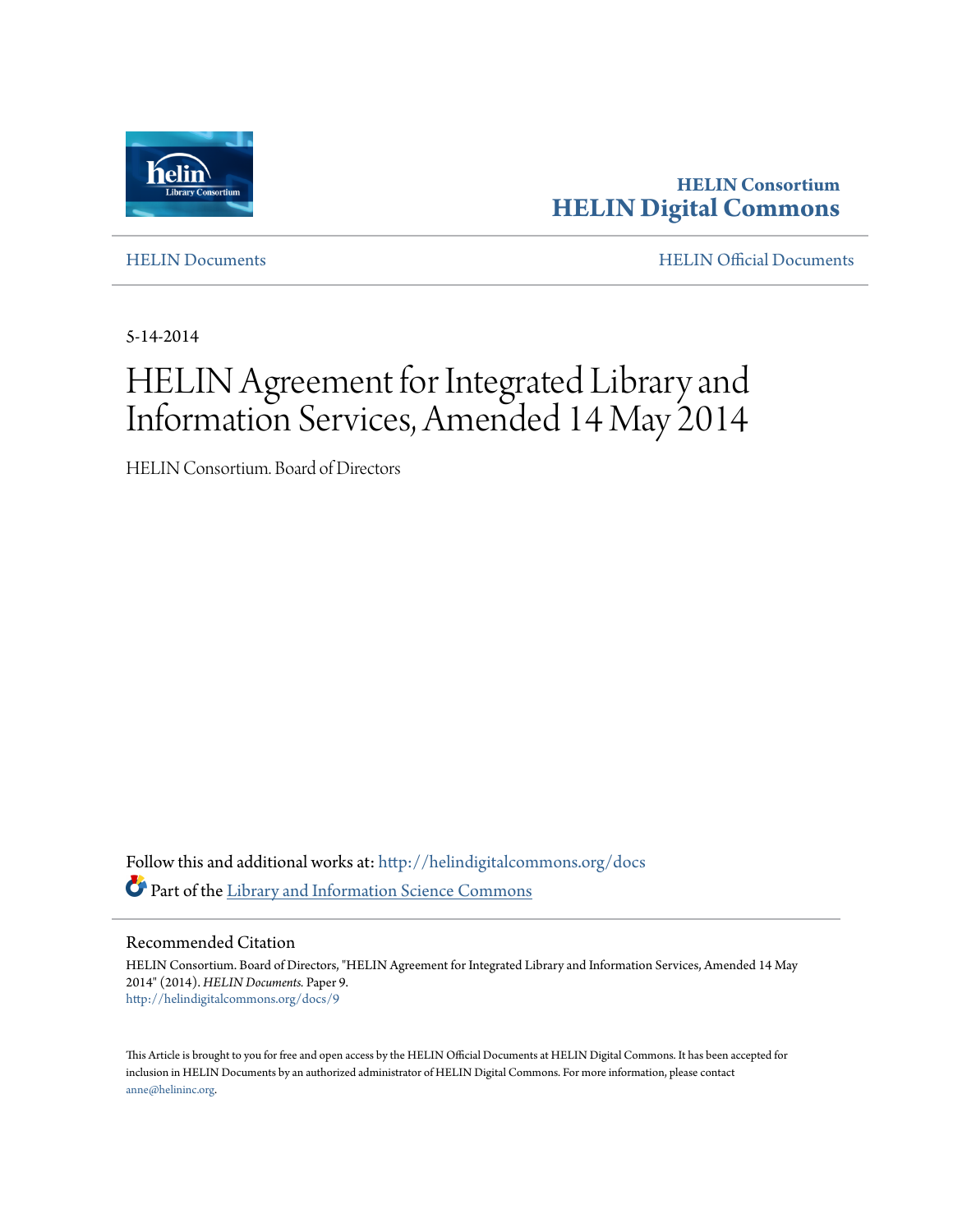**HELIN Consortium**
**HELIN Digital Commons**

HELIN Documents | HELIN Official Documents

5-14-2014

# HELIN Agreement for Integrated Library and Information Services, Amended 14 May 2014

HELIN Consortium. Board of Directors

Follow this and additional works at: http://helindigitalcommons.org/docs
Part of the Library and Information Science Commons

## Recommended Citation

HELIN Consortium. Board of Directors, "HELIN Agreement for Integrated Library and Information Services, Amended 14 May 2014" (2014). *HELIN Documents.* Paper 9.
http://helindigitalcommons.org/docs/9

This Article is brought to you for free and open access by the HELIN Official Documents at HELIN Digital Commons. It has been accepted for inclusion in HELIN Documents by an authorized administrator of HELIN Digital Commons. For more information, please contact anne@helininc.org.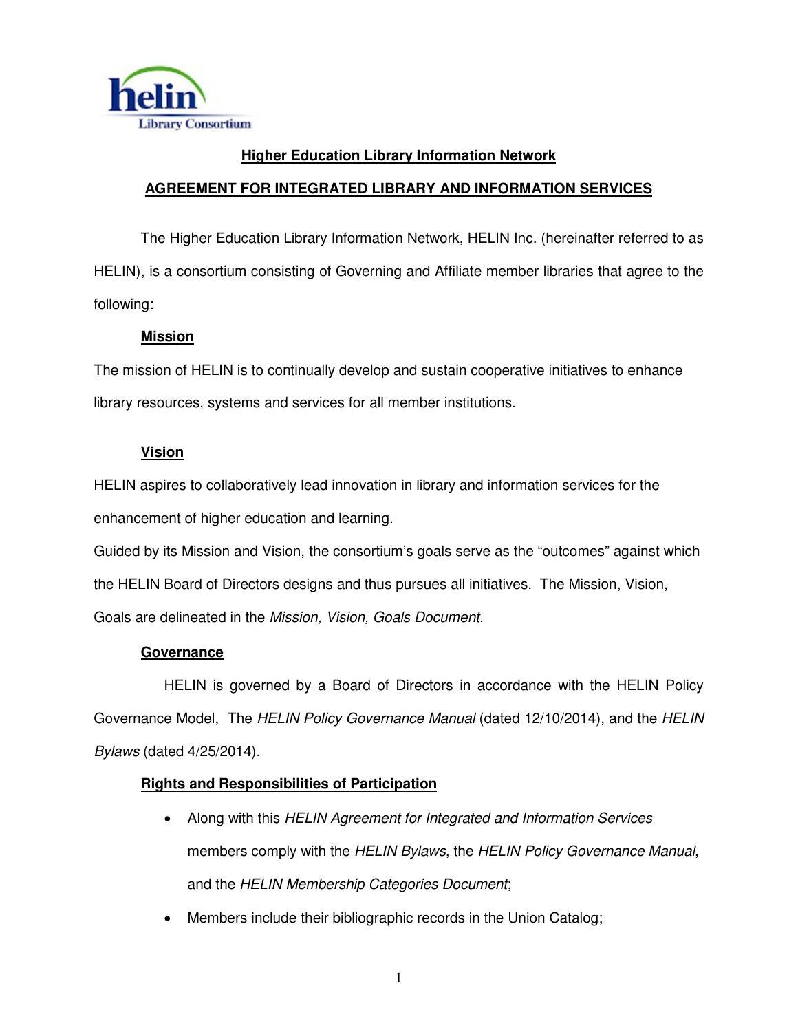## Higher Education Library Information Network

## AGREEMENT FOR INTEGRATED LIBRARY AND INFORMATION SERVICES

The Higher Education Library Information Network, HELIN Inc. (hereinafter referred to as HELIN), is a consortium consisting of Governing and Affiliate member libraries that agree to the following:

### Mission

The mission of HELIN is to continually develop and sustain cooperative initiatives to enhance library resources, systems and services for all member institutions.

### Vision

HELIN aspires to collaboratively lead innovation in library and information services for the enhancement of higher education and learning.

Guided by its Mission and Vision, the consortium's goals serve as the "outcomes" against which the HELIN Board of Directors designs and thus pursues all initiatives. The Mission, Vision, Goals are delineated in the *Mission, Vision, Goals Document.*

### Governance

HELIN is governed by a Board of Directors in accordance with the HELIN Policy Governance Model, The *HELIN Policy Governance Manual* (dated 12/10/2014), and the *HELIN Bylaws* (dated 4/25/2014).

### Rights and Responsibilities of Participation

- Along with this *HELIN Agreement for Integrated and Information Services* members comply with the *HELIN Bylaws*, the *HELIN Policy Governance Manual*, and the *HELIN Membership Categories Document*;
- Members include their bibliographic records in the Union Catalog;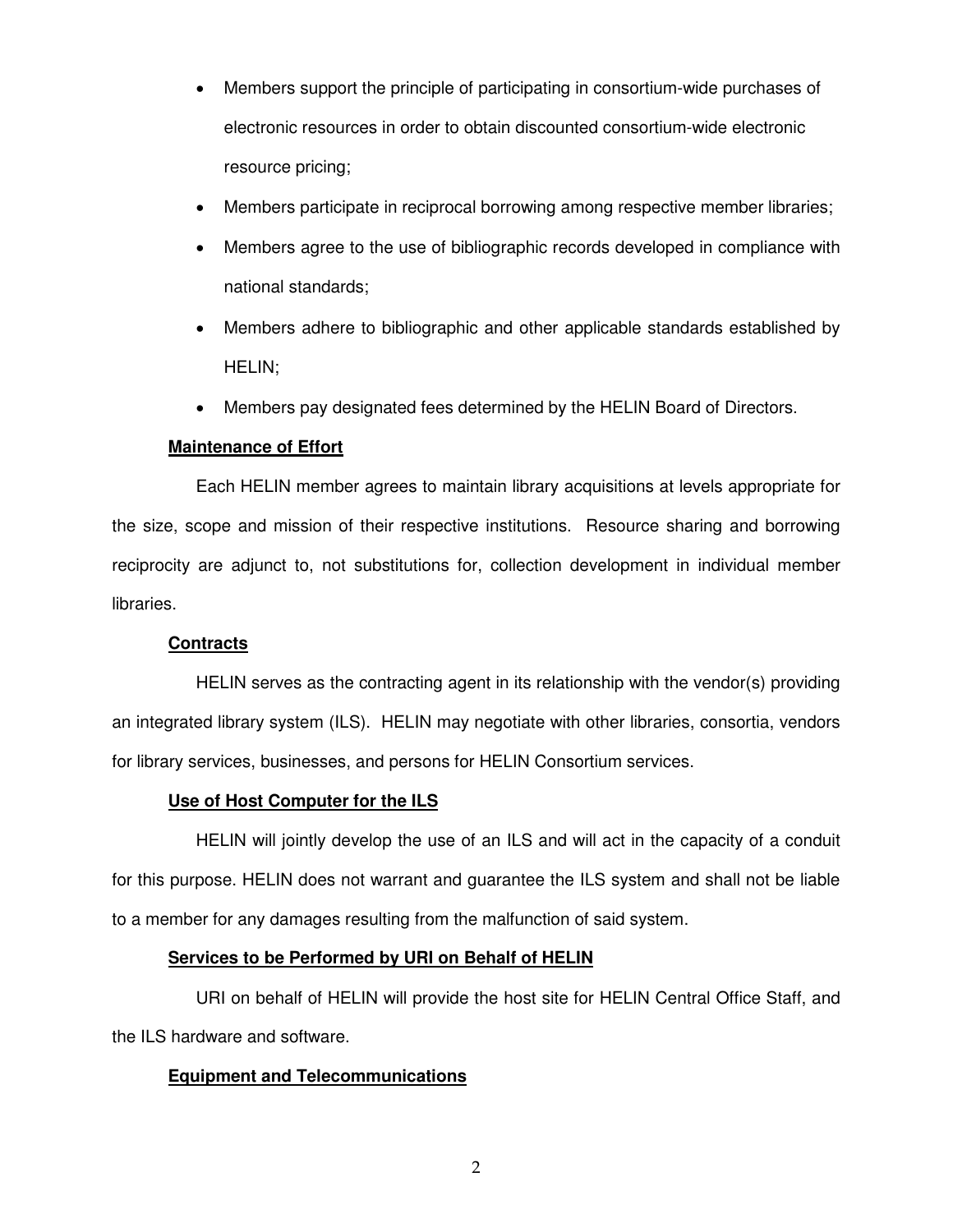- Members support the principle of participating in consortium-wide purchases of electronic resources in order to obtain discounted consortium-wide electronic resource pricing;
- Members participate in reciprocal borrowing among respective member libraries;
- Members agree to the use of bibliographic records developed in compliance with national standards;
- Members adhere to bibliographic and other applicable standards established by HELIN;
- Members pay designated fees determined by the HELIN Board of Directors.

**Maintenance of Effort**

Each HELIN member agrees to maintain library acquisitions at levels appropriate for the size, scope and mission of their respective institutions. Resource sharing and borrowing reciprocity are adjunct to, not substitutions for, collection development in individual member libraries.

**Contracts**

HELIN serves as the contracting agent in its relationship with the vendor(s) providing an integrated library system (ILS). HELIN may negotiate with other libraries, consortia, vendors for library services, businesses, and persons for HELIN Consortium services.

**Use of Host Computer for the ILS**

HELIN will jointly develop the use of an ILS and will act in the capacity of a conduit for this purpose. HELIN does not warrant and guarantee the ILS system and shall not be liable to a member for any damages resulting from the malfunction of said system.

**Services to be Performed by URI on Behalf of HELIN**

URI on behalf of HELIN will provide the host site for HELIN Central Office Staff, and the ILS hardware and software.

**Equipment and Telecommunications**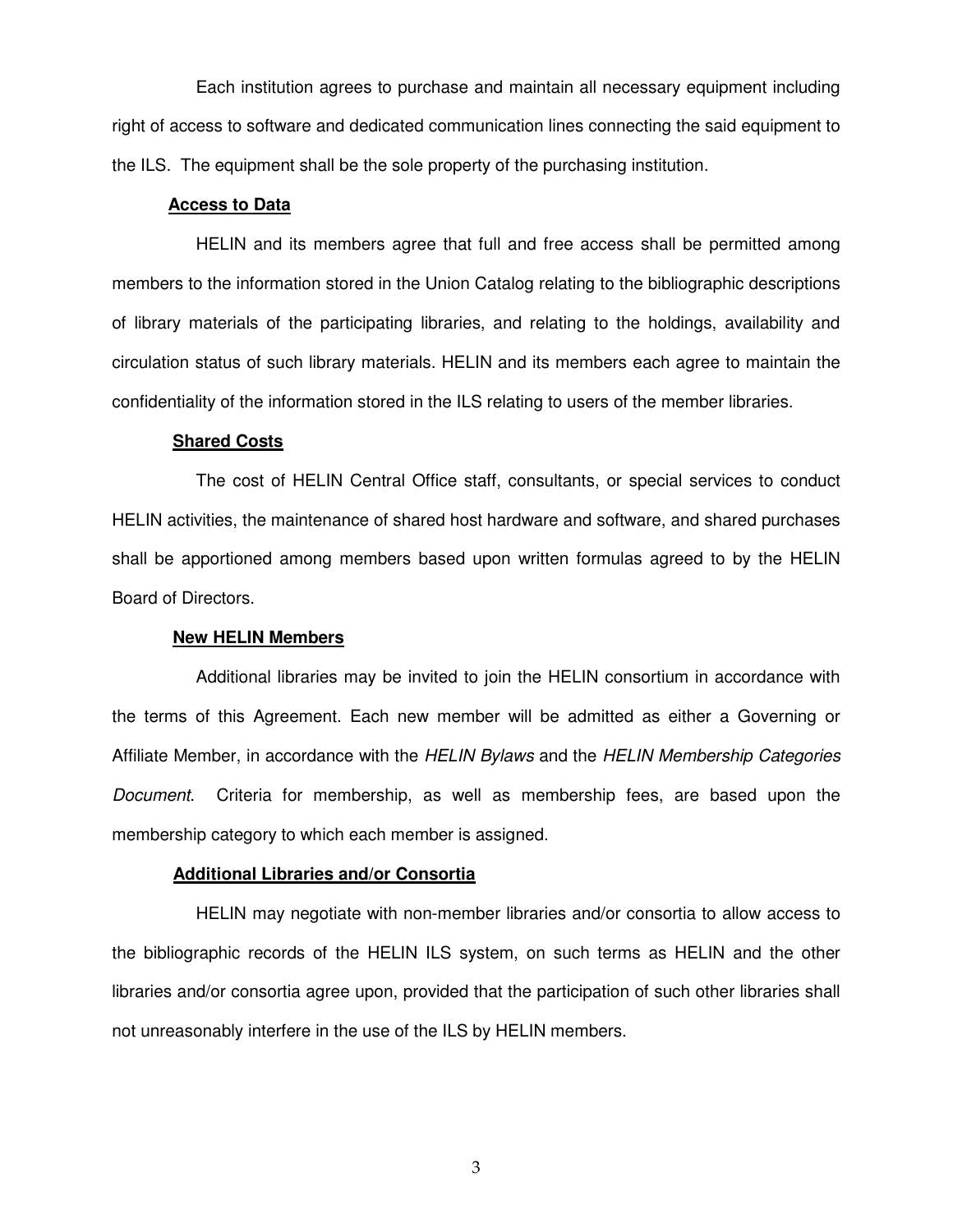Each institution agrees to purchase and maintain all necessary equipment including right of access to software and dedicated communication lines connecting the said equipment to the ILS. The equipment shall be the sole property of the purchasing institution.

**Access to Data**

HELIN and its members agree that full and free access shall be permitted among members to the information stored in the Union Catalog relating to the bibliographic descriptions of library materials of the participating libraries, and relating to the holdings, availability and circulation status of such library materials. HELIN and its members each agree to maintain the confidentiality of the information stored in the ILS relating to users of the member libraries.

**Shared Costs**

The cost of HELIN Central Office staff, consultants, or special services to conduct HELIN activities, the maintenance of shared host hardware and software, and shared purchases shall be apportioned among members based upon written formulas agreed to by the HELIN Board of Directors.

**New HELIN Members**

Additional libraries may be invited to join the HELIN consortium in accordance with the terms of this Agreement. Each new member will be admitted as either a Governing or Affiliate Member, in accordance with the *HELIN Bylaws* and the *HELIN Membership Categories Document*. Criteria for membership, as well as membership fees, are based upon the membership category to which each member is assigned.

**Additional Libraries and/or Consortia**

HELIN may negotiate with non-member libraries and/or consortia to allow access to the bibliographic records of the HELIN ILS system, on such terms as HELIN and the other libraries and/or consortia agree upon, provided that the participation of such other libraries shall not unreasonably interfere in the use of the ILS by HELIN members.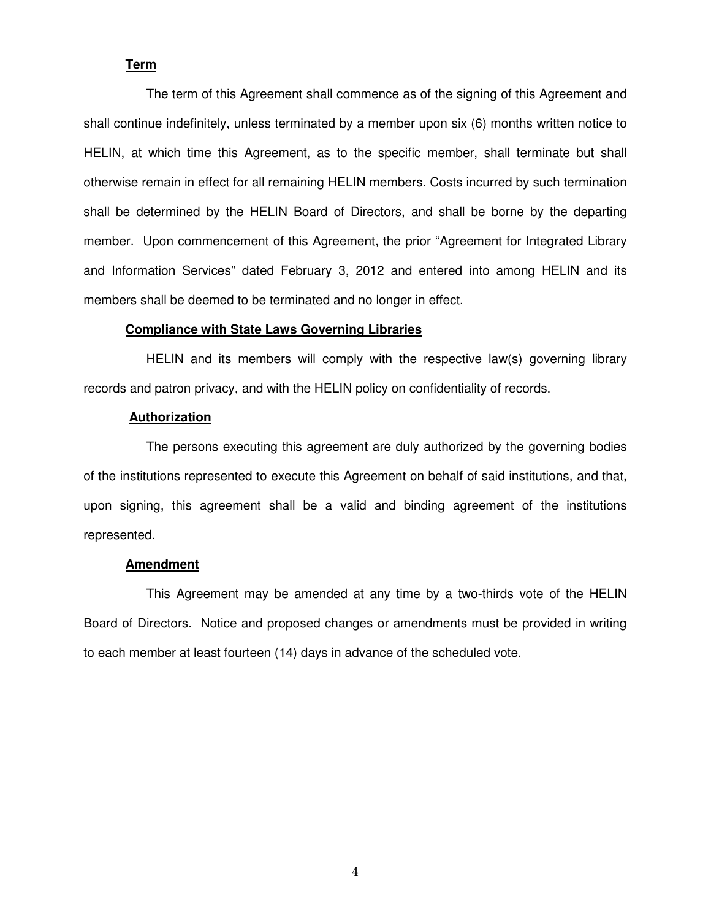**Term**

The term of this Agreement shall commence as of the signing of this Agreement and shall continue indefinitely, unless terminated by a member upon six (6) months written notice to HELIN, at which time this Agreement, as to the specific member, shall terminate but shall otherwise remain in effect for all remaining HELIN members. Costs incurred by such termination shall be determined by the HELIN Board of Directors, and shall be borne by the departing member. Upon commencement of this Agreement, the prior "Agreement for Integrated Library and Information Services" dated February 3, 2012 and entered into among HELIN and its members shall be deemed to be terminated and no longer in effect.

**Compliance with State Laws Governing Libraries**

HELIN and its members will comply with the respective law(s) governing library records and patron privacy, and with the HELIN policy on confidentiality of records.

**Authorization**

The persons executing this agreement are duly authorized by the governing bodies of the institutions represented to execute this Agreement on behalf of said institutions, and that, upon signing, this agreement shall be a valid and binding agreement of the institutions represented.

**Amendment**

This Agreement may be amended at any time by a two-thirds vote of the HELIN Board of Directors. Notice and proposed changes or amendments must be provided in writing to each member at least fourteen (14) days in advance of the scheduled vote.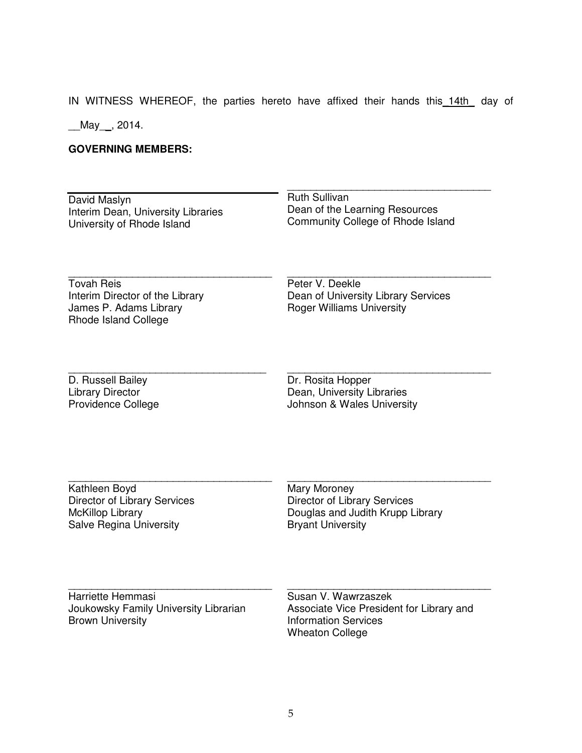IN WITNESS WHEREOF, the parties hereto have affixed their hands this 14th day of May, 2014.

**GOVERNING MEMBERS:**

______________________________
David Maslyn
Interim Dean, University Libraries
University of Rhode Island

______________________________
Ruth Sullivan
Dean of the Learning Resources
Community College of Rhode Island

______________________________
Tovah Reis
Interim Director of the Library
James P. Adams Library
Rhode Island College

______________________________
Peter V. Deekle
Dean of University Library Services
Roger Williams University

______________________________
D. Russell Bailey
Library Director
Providence College

______________________________
Dr. Rosita Hopper
Dean, University Libraries
Johnson & Wales University

______________________________
Kathleen Boyd
Director of Library Services
McKillop Library
Salve Regina University

______________________________
Mary Moroney
Director of Library Services
Douglas and Judith Krupp Library
Bryant University

______________________________
Harriette Hemmasi
Joukowsky Family University Librarian
Brown University

______________________________
Susan V. Wawrzaszek
Associate Vice President for Library and Information Services
Wheaton College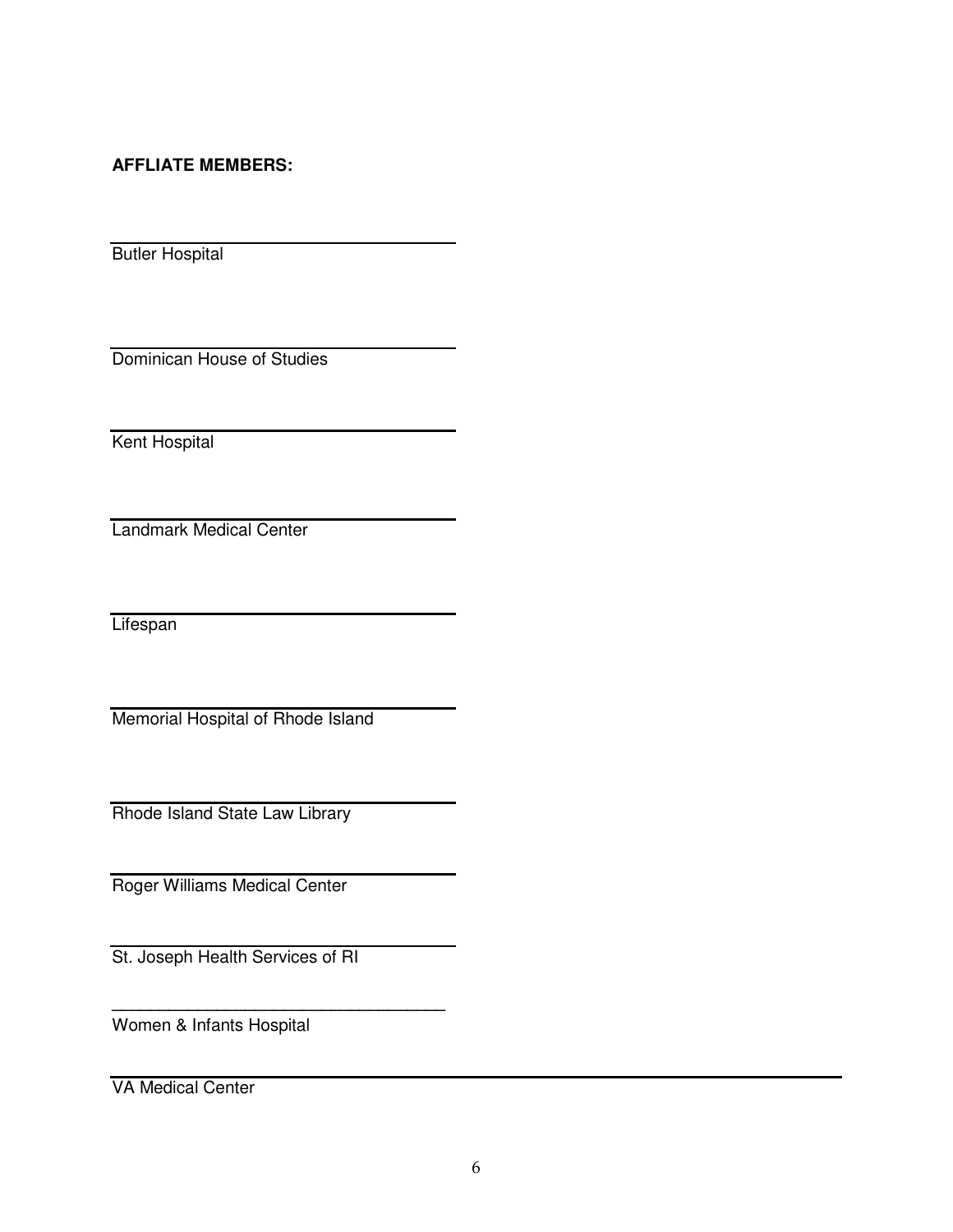**AFFLIATE MEMBERS:**

Butler Hospital

Dominican House of Studies

Kent Hospital

Landmark Medical Center

Lifespan

Memorial Hospital of Rhode Island

Rhode Island State Law Library

Roger Williams Medical Center

St. Joseph Health Services of RI

Women & Infants Hospital

VA Medical Center